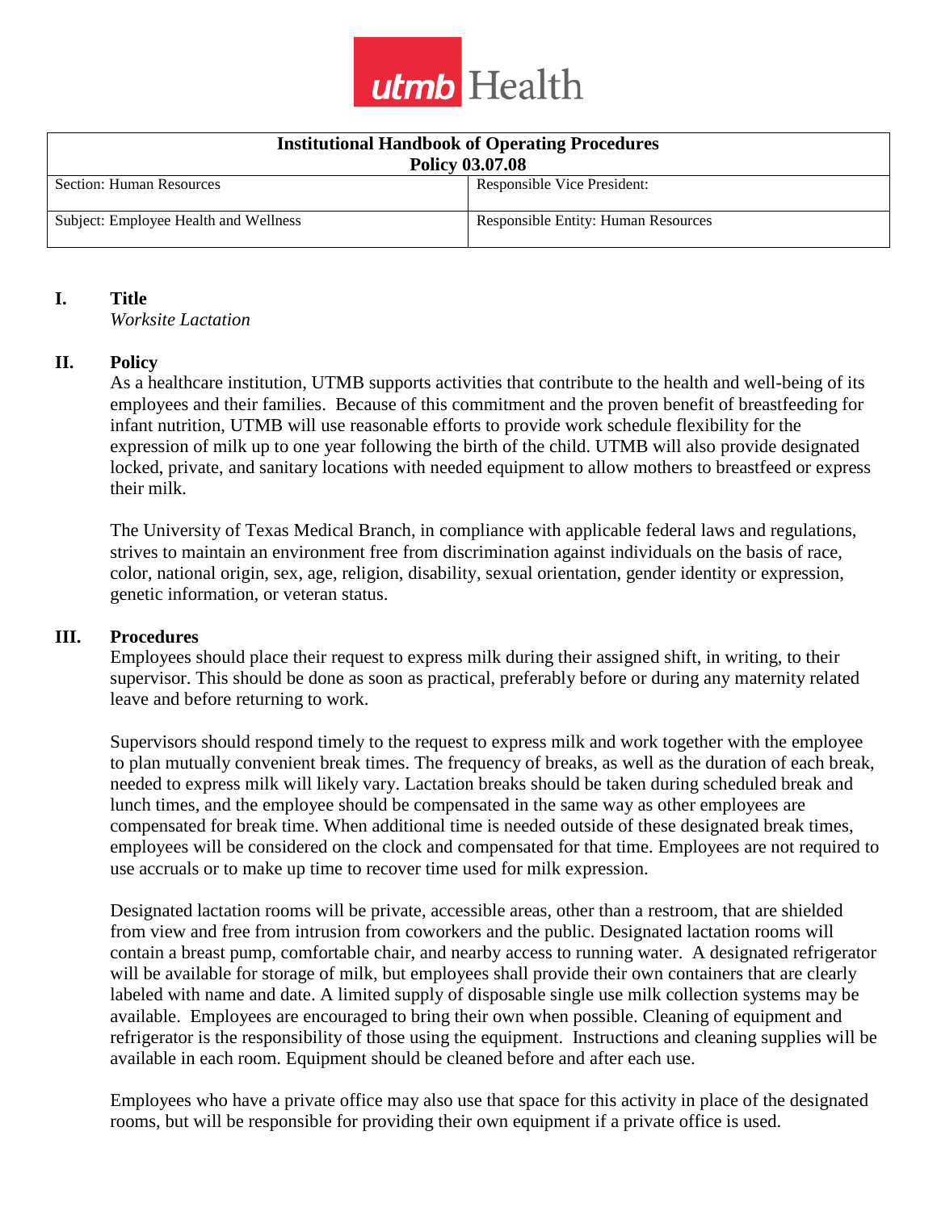utmb Health

| Institutional Handbook of Operating Procedures<br>Policy 03.07.08 | |
|---|---|
| Section: Human Resources | Responsible Vice President: |
| Subject: Employee Health and Wellness | Responsible Entity: Human Resources |

## I. Title

*Worksite Lactation*

## II. Policy

As a healthcare institution, UTMB supports activities that contribute to the health and well-being of its employees and their families. Because of this commitment and the proven benefit of breastfeeding for infant nutrition, UTMB will use reasonable efforts to provide work schedule flexibility for the expression of milk up to one year following the birth of the child. UTMB will also provide designated locked, private, and sanitary locations with needed equipment to allow mothers to breastfeed or express their milk.

The University of Texas Medical Branch, in compliance with applicable federal laws and regulations, strives to maintain an environment free from discrimination against individuals on the basis of race, color, national origin, sex, age, religion, disability, sexual orientation, gender identity or expression, genetic information, or veteran status.

## III. Procedures

Employees should place their request to express milk during their assigned shift, in writing, to their supervisor. This should be done as soon as practical, preferably before or during any maternity related leave and before returning to work.

Supervisors should respond timely to the request to express milk and work together with the employee to plan mutually convenient break times. The frequency of breaks, as well as the duration of each break, needed to express milk will likely vary. Lactation breaks should be taken during scheduled break and lunch times, and the employee should be compensated in the same way as other employees are compensated for break time. When additional time is needed outside of these designated break times, employees will be considered on the clock and compensated for that time. Employees are not required to use accruals or to make up time to recover time used for milk expression.

Designated lactation rooms will be private, accessible areas, other than a restroom, that are shielded from view and free from intrusion from coworkers and the public. Designated lactation rooms will contain a breast pump, comfortable chair, and nearby access to running water. A designated refrigerator will be available for storage of milk, but employees shall provide their own containers that are clearly labeled with name and date. A limited supply of disposable single use milk collection systems may be available. Employees are encouraged to bring their own when possible. Cleaning of equipment and refrigerator is the responsibility of those using the equipment. Instructions and cleaning supplies will be available in each room. Equipment should be cleaned before and after each use.

Employees who have a private office may also use that space for this activity in place of the designated rooms, but will be responsible for providing their own equipment if a private office is used.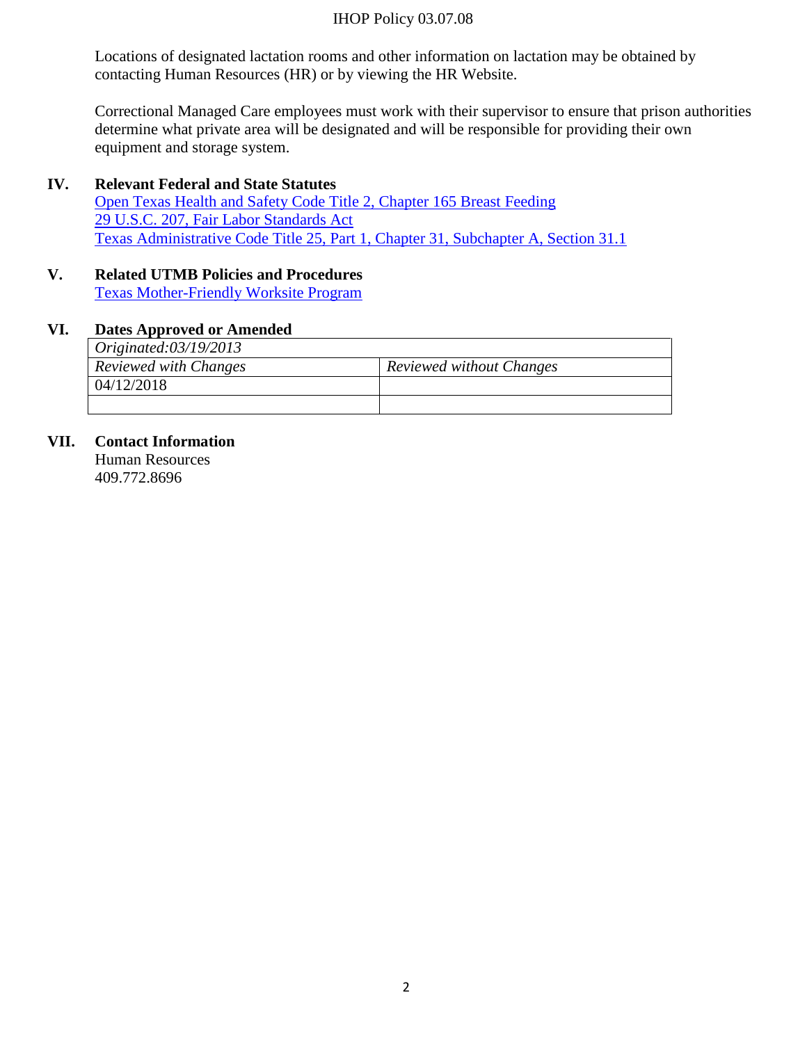Locations of designated lactation rooms and other information on lactation may be obtained by contacting Human Resources (HR) or by viewing the HR Website.

Correctional Managed Care employees must work with their supervisor to ensure that prison authorities determine what private area will be designated and will be responsible for providing their own equipment and storage system.

## IV. Relevant Federal and State Statutes

Open Texas Health and Safety Code Title 2, Chapter 165 Breast Feeding
29 U.S.C. 207, Fair Labor Standards Act
Texas Administrative Code Title 25, Part 1, Chapter 31, Subchapter A, Section 31.1

## V. Related UTMB Policies and Procedures

Texas Mother-Friendly Worksite Program

## VI. Dates Approved or Amended

| *Originated:03/19/2013* | |
|---|---|
| *Reviewed with Changes* | *Reviewed without Changes* |
| 04/12/2018 | |
| | |

## VII. Contact Information

Human Resources
409.772.8696